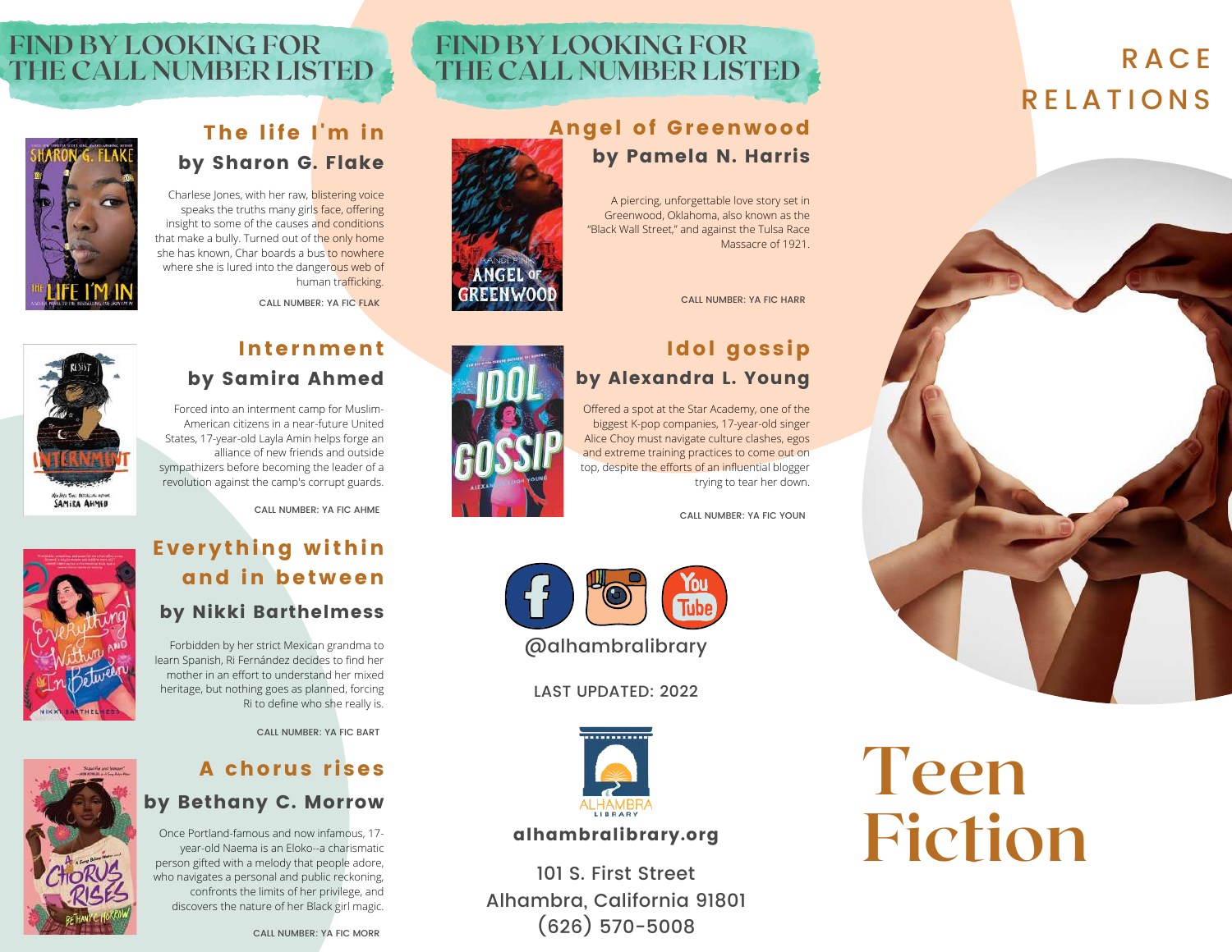# Race Relations

# Teen Fiction

## Find by looking for the call number listed

### The life I'm in
**by Sharon G. Flake**

Charlese Jones, with her raw, blistering voice speaks the truths many girls face, offering insight to some of the causes and conditions that make a bully. Turned out of the only home she has known, Char boards a bus to nowhere where she is lured into the dangerous web of human trafficking.

CALL NUMBER: YA FIC FLAK

### Internment
**by Samira Ahmed**

Forced into an interment camp for Muslim-American citizens in a near-future United States, 17-year-old Layla Amin helps forge an alliance of new friends and outside sympathizers before becoming the leader of a revolution against the camp's corrupt guards.

CALL NUMBER: YA FIC AHME

### Everything within and in between
**by Nikki Barthelmess**

Forbidden by her strict Mexican grandma to learn Spanish, Ri Fernández decides to find her mother in an effort to understand her mixed heritage, but nothing goes as planned, forcing Ri to define who she really is.

CALL NUMBER: YA FIC BART

### A chorus rises
**by Bethany C. Morrow**

Once Portland-famous and now infamous, 17-year-old Naema is an Eloko--a charismatic person gifted with a melody that people adore, who navigates a personal and public reckoning, confronts the limits of her privilege, and discovers the nature of her Black girl magic.

CALL NUMBER: YA FIC MORR

## Find by looking for the call number listed

### Angel of Greenwood
**by Pamela N. Harris**

A piercing, unforgettable love story set in Greenwood, Oklahoma, also known as the "Black Wall Street," and against the Tulsa Race Massacre of 1921.

CALL NUMBER: YA FIC HARR

### Idol gossip
**by Alexandra L. Young**

Offered a spot at the Star Academy, one of the biggest K-pop companies, 17-year-old singer Alice Choy must navigate culture clashes, egos and extreme training practices to come out on top, despite the efforts of an influential blogger trying to tear her down.

CALL NUMBER: YA FIC YOUN

@alhambralibrary

LAST UPDATED: 2022

ALHAMBRA LIBRARY

**alhambralibrary.org**

101 S. First Street
Alhambra, California 91801
(626) 570-5008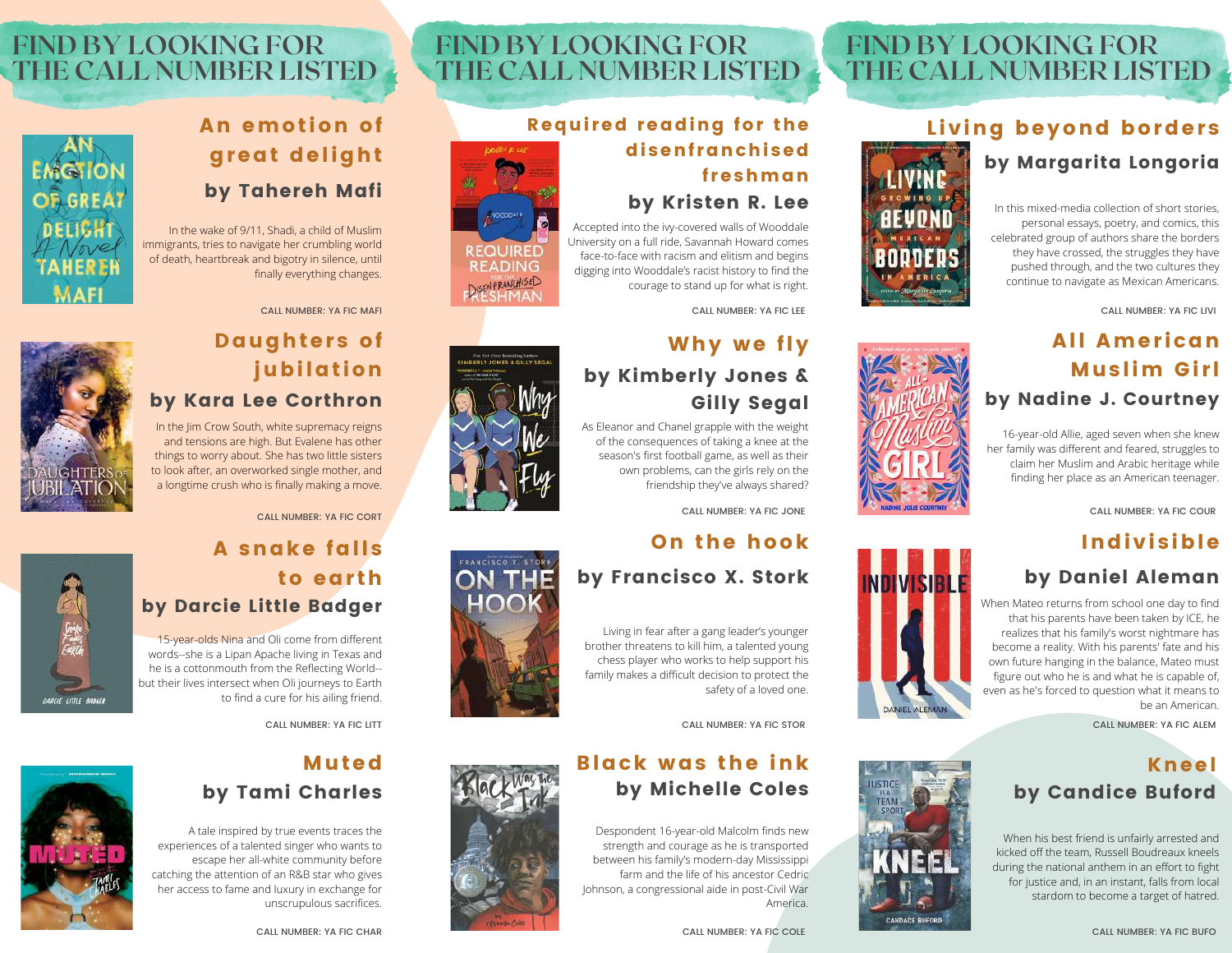## FIND BY LOOKING FOR THE CALL NUMBER LISTED

### An emotion of great delight

**by Tahereh Mafi**

In the wake of 9/11, Shadi, a child of Muslim immigrants, tries to navigate her crumbling world of death, heartbreak and bigotry in silence, until finally everything changes.

CALL NUMBER: YA FIC MAFI

### Daughters of jubilation

**by Kara Lee Corthron**

In the Jim Crow South, white supremacy reigns and tensions are high. But Evalene has other things to worry about. She has two little sisters to look after, an overworked single mother, and a longtime crush who is finally making a move.

CALL NUMBER: YA FIC CORT

### A snake falls to earth

**by Darcie Little Badger**

15-year-olds Nina and Oli come from different words--she is a Lipan Apache living in Texas and he is a cottonmouth from the Reflecting World--but their lives intersect when Oli journeys to Earth to find a cure for his ailing friend.

CALL NUMBER: YA FIC LITT

### Muted

**by Tami Charles**

A tale inspired by true events traces the experiences of a talented singer who wants to escape her all-white community before catching the attention of an R&B star who gives her access to fame and luxury in exchange for unscrupulous sacrifices.

CALL NUMBER: YA FIC CHAR

## FIND BY LOOKING FOR THE CALL NUMBER LISTED

### Required reading for the disenfranchised freshman

**by Kristen R. Lee**

Accepted into the ivy-covered walls of Wooddale University on a full ride, Savannah Howard comes face-to-face with racism and elitism and begins digging into Wooddale's racist history to find the courage to stand up for what is right.

CALL NUMBER: YA FIC LEE

### Why we fly

**by Kimberly Jones & Gilly Segal**

As Eleanor and Chanel grapple with the weight of the consequences of taking a knee at the season's first football game, as well as their own problems, can the girls rely on the friendship they've always shared?

CALL NUMBER: YA FIC JONE

### On the hook

**by Francisco X. Stork**

Living in fear after a gang leader's younger brother threatens to kill him, a talented young chess player who works to help support his family makes a difficult decision to protect the safety of a loved one.

CALL NUMBER: YA FIC STOR

### Black was the ink

**by Michelle Coles**

Despondent 16-year-old Malcolm finds new strength and courage as he is transported between his family's modern-day Mississippi farm and the life of his ancestor Cedric Johnson, a congressional aide in post-Civil War America.

CALL NUMBER: YA FIC COLE

## FIND BY LOOKING FOR THE CALL NUMBER LISTED

### Living beyond borders

**by Margarita Longoria**

In this mixed-media collection of short stories, personal essays, poetry, and comics, this celebrated group of authors share the borders they have crossed, the struggles they have pushed through, and the two cultures they continue to navigate as Mexican Americans.

CALL NUMBER: YA FIC LIVI

### All American Muslim Girl

**by Nadine J. Courtney**

16-year-old Allie, aged seven when she knew her family was different and feared, struggles to claim her Muslim and Arabic heritage while finding her place as an American teenager.

CALL NUMBER: YA FIC COUR

### Indivisible

**by Daniel Aleman**

When Mateo returns from school one day to find that his parents have been taken by ICE, he realizes that his family's worst nightmare has become a reality. With his parents' fate and his own future hanging in the balance, Mateo must figure out who he is and what he is capable of, even as he's forced to question what it means to be an American.

CALL NUMBER: YA FIC ALEM

### Kneel

**by Candice Buford**

When his best friend is unfairly arrested and kicked off the team, Russell Boudreaux kneels during the national anthem in an effort to fight for justice and, in an instant, falls from local stardom to become a target of hatred.

CALL NUMBER: YA FIC BUFO